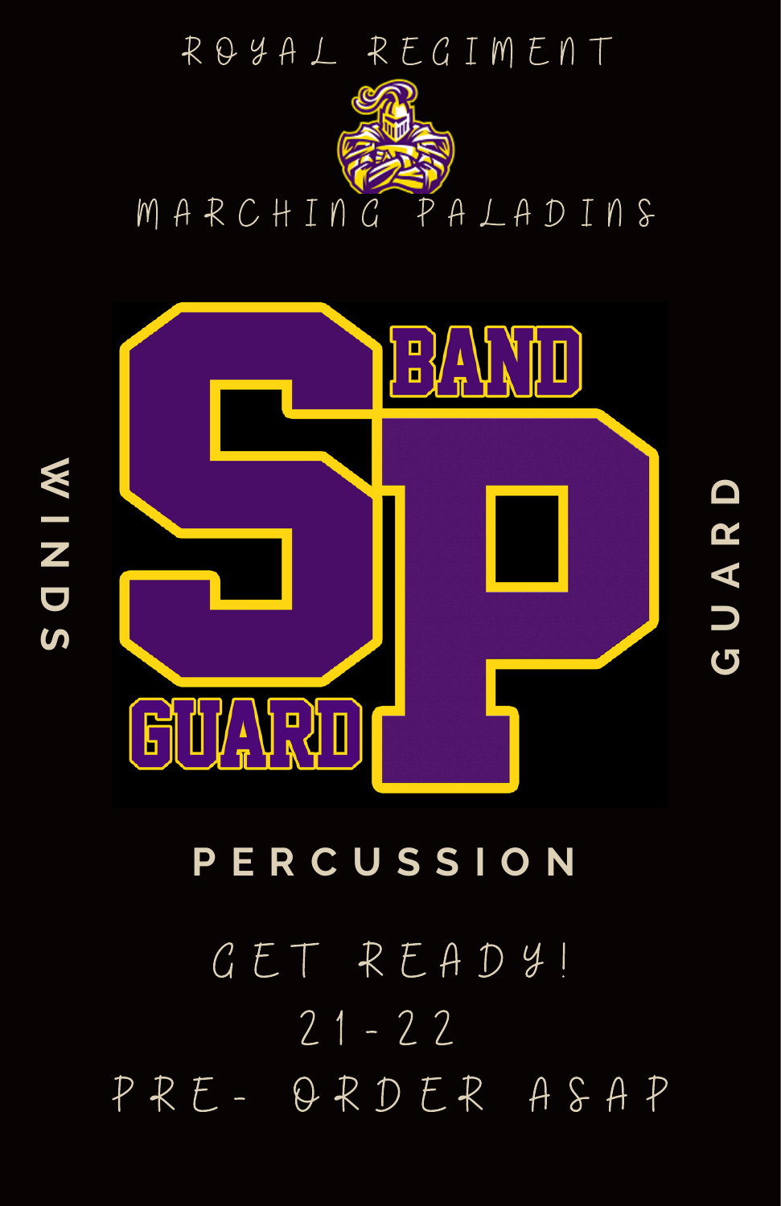ROYAL REGIMENT

MARCHING PALADINS

WINDS

BAND

SP

GUARD

GUARD

PERCUSSION

GET READY!

21-22

PRE- ORDER ASAP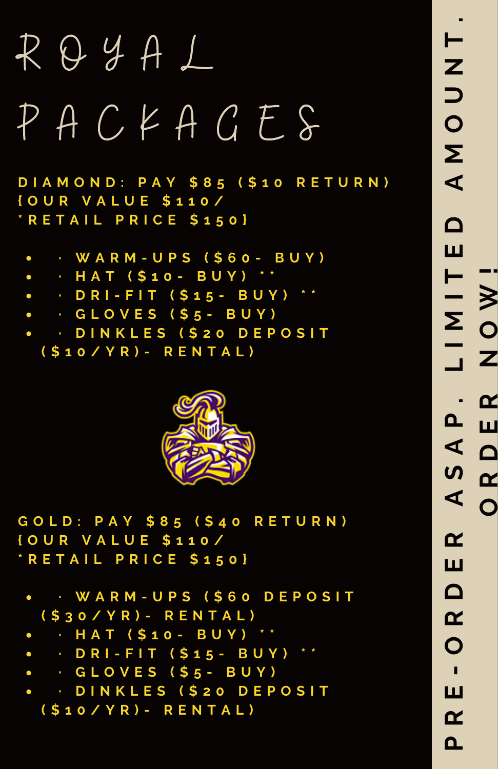# ROYAL PACKAGES

**DIAMOND: PAY $85 ($10 RETURN)**
**{OUR VALUE $110/**
***RETAIL PRICE $150}**

- · WARM-UPS ($60- BUY)
- · HAT ($10- BUY) **
- · DRI-FIT ($15- BUY) **
- · GLOVES ($5- BUY)
- · DINKLES ($20 DEPOSIT ($10/YR)- RENTAL)

**GOLD: PAY $85 ($40 RETURN)**
**{OUR VALUE $110/**
***RETAIL PRICE $150}**

- · WARM-UPS ($60 DEPOSIT ($30/YR)- RENTAL)
- · HAT ($10- BUY) **
- · DRI-FIT ($15- BUY) **
- · GLOVES ($5- BUY)
- · DINKLES ($20 DEPOSIT ($10/YR)- RENTAL)

PRE-ORDER ASAP. LIMITED AMOUNT. ORDER NOW!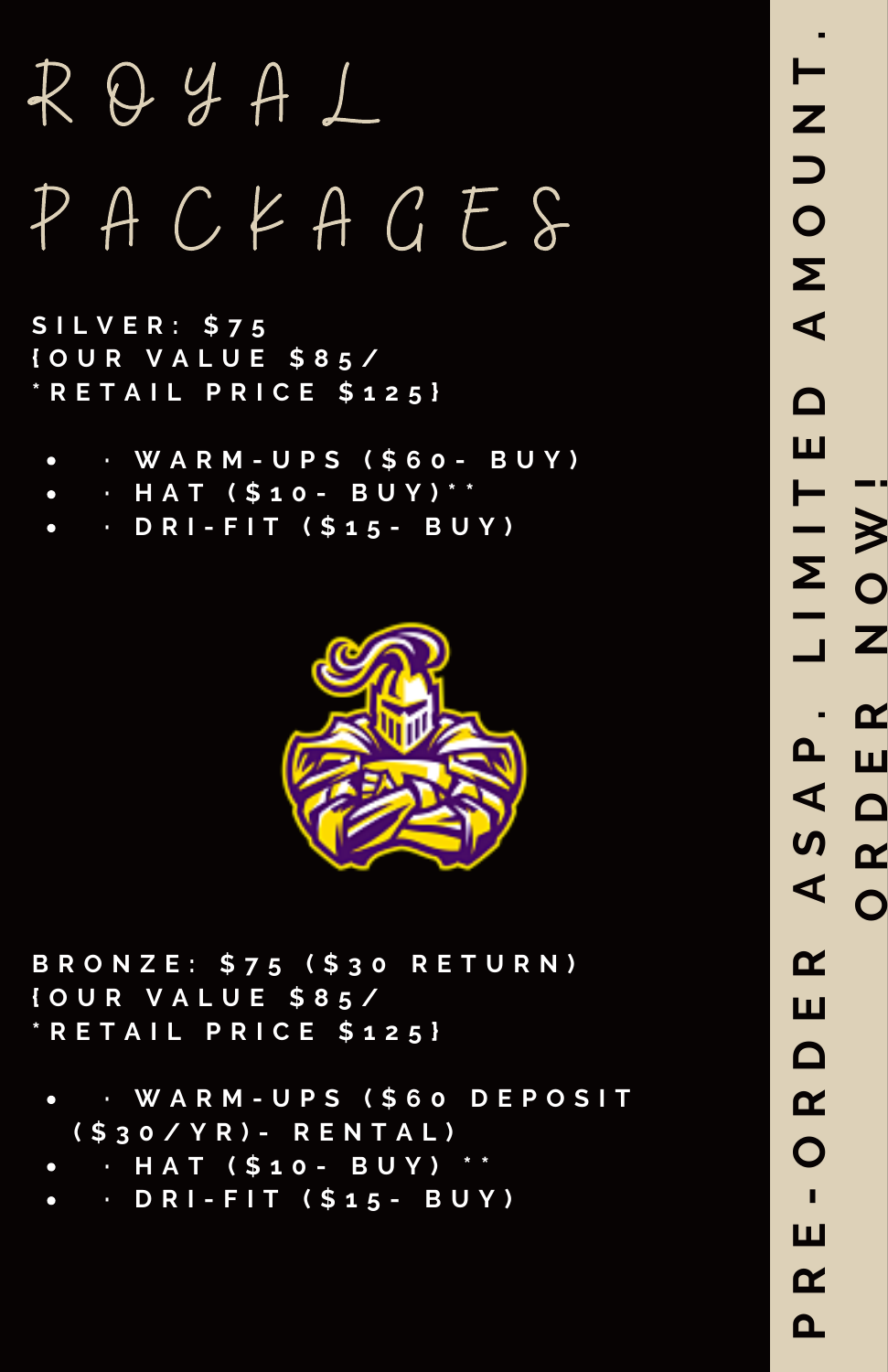# ROYAL PACKAGES

**SILVER: $75**
**{OUR VALUE $85/**
***RETAIL PRICE $125}**

- · WARM-UPS ($60- BUY)
- · HAT ($10- BUY)**
- · DRI-FIT ($15- BUY)

**BRONZE: $75 ($30 RETURN)**
**{OUR VALUE $85/**
***RETAIL PRICE $125}**

- · WARM-UPS ($60 DEPOSIT ($30/YR)- RENTAL)
- · HAT ($10- BUY) **
- · DRI-FIT ($15- BUY)

**PRE-ORDER ASAP. LIMITED AMOUNT.**
**ORDER NOW!**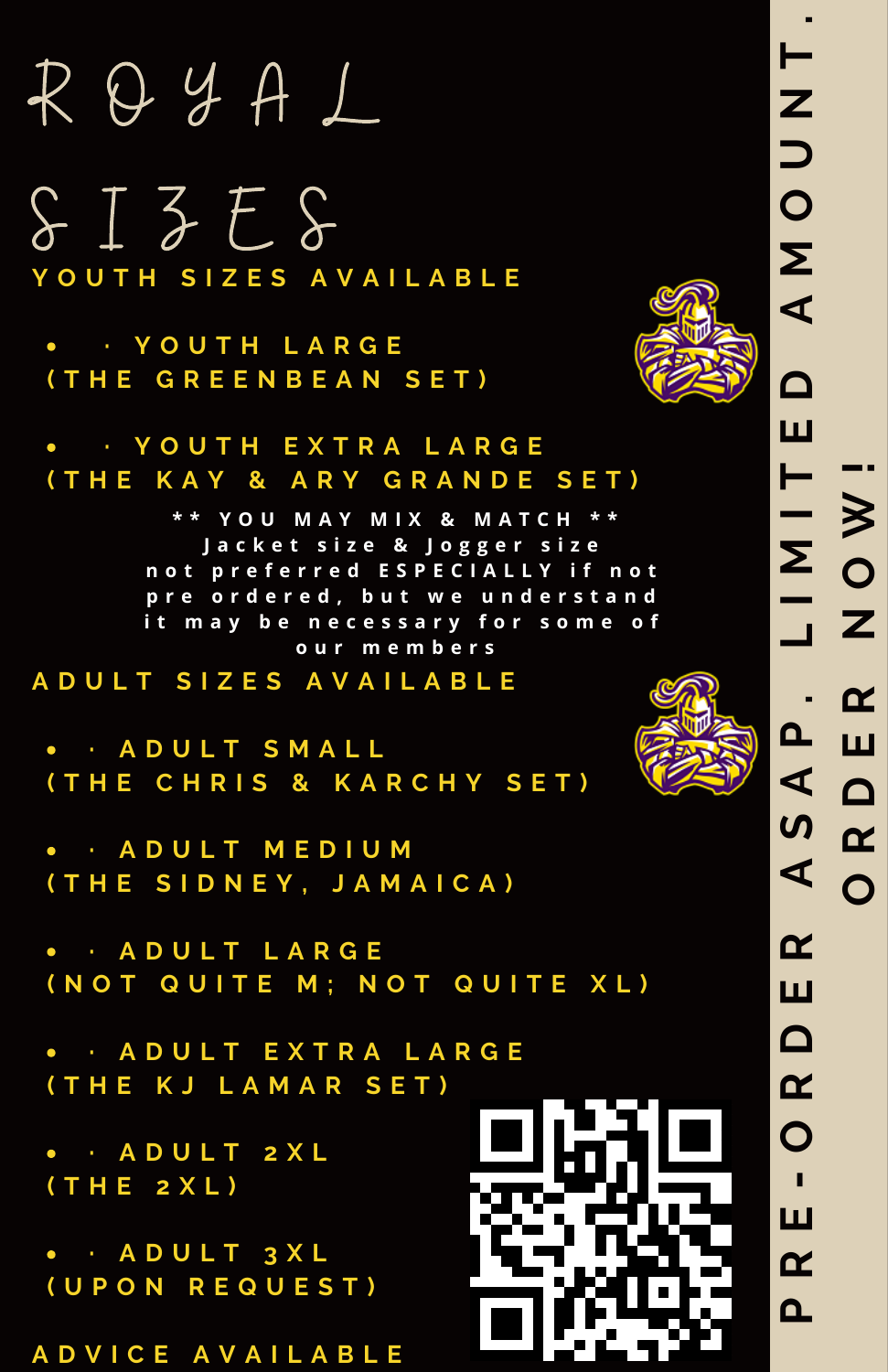# ROYAL SIZES

## YOUTH SIZES AVAILABLE

- · YOUTH LARGE
(THE GREENBEAN SET)

- · YOUTH EXTRA LARGE
(THE KAY & ARY GRANDE SET)

** YOU MAY MIX & MATCH **
Jacket size & Jogger size not preferred ESPECIALLY if not pre ordered, but we understand it may be necessary for some of our members

## ADULT SIZES AVAILABLE

- · ADULT SMALL
(THE CHRIS & KARCHY SET)

- · ADULT MEDIUM
(THE SIDNEY, JAMAICA)

- · ADULT LARGE
(NOT QUITE M; NOT QUITE XL)

- · ADULT EXTRA LARGE
(THE KJ LAMAR SET)

- · ADULT 2XL
(THE 2XL)

- · ADULT 3XL
(UPON REQUEST)

ADVICE AVAILABLE

PRE-ORDER ASAP. LIMITED AMOUNT.
ORDER NOW!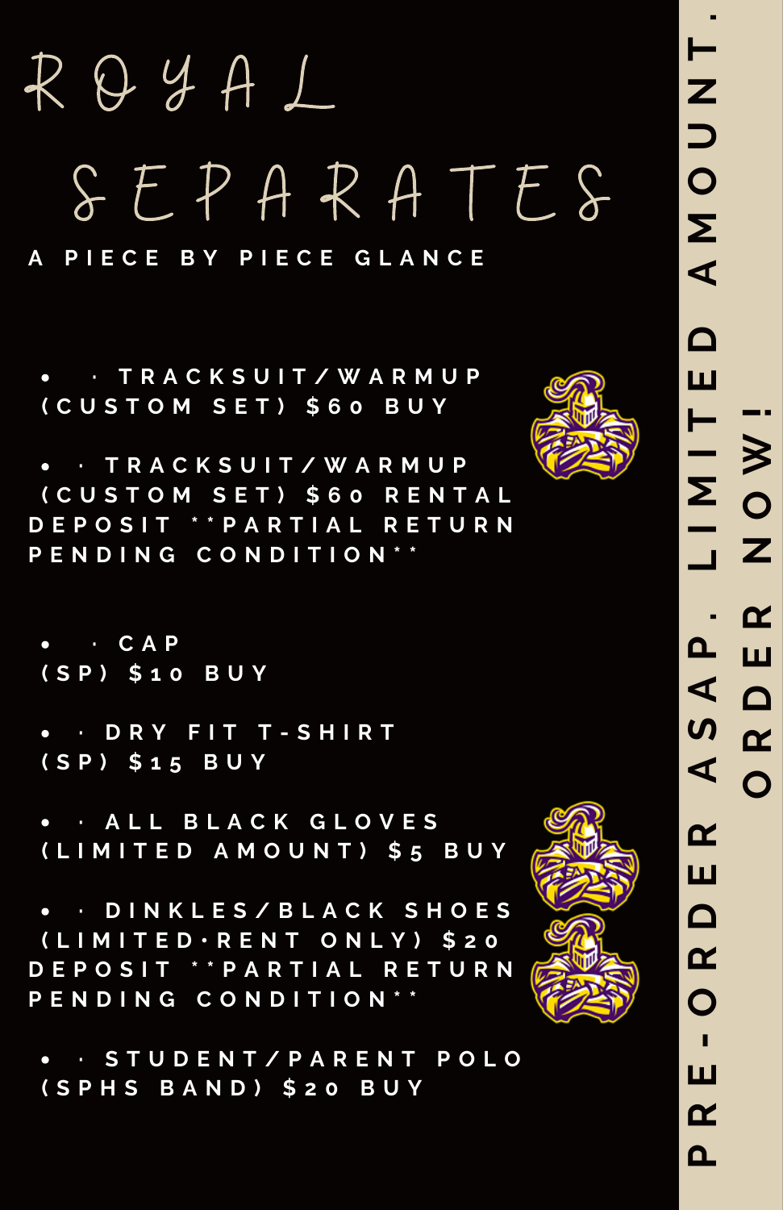# ROYAL SEPARATES

**A PIECE BY PIECE GLANCE**

- · TRACKSUIT/WARMUP (CUSTOM SET) $60 BUY
- · TRACKSUIT/WARMUP (CUSTOM SET) $60 RENTAL DEPOSIT **PARTIAL RETURN PENDING CONDITION**
- · CAP (SP) $10 BUY
- · DRY FIT T-SHIRT (SP) $15 BUY
- · ALL BLACK GLOVES (LIMITED AMOUNT) $5 BUY
- · DINKLES/BLACK SHOES (LIMITED·RENT ONLY) $20 DEPOSIT **PARTIAL RETURN PENDING CONDITION**
- · STUDENT/PARENT POLO (SPHS BAND) $20 BUY

PRE-ORDER ASAP. LIMITED AMOUNT. ORDER NOW!